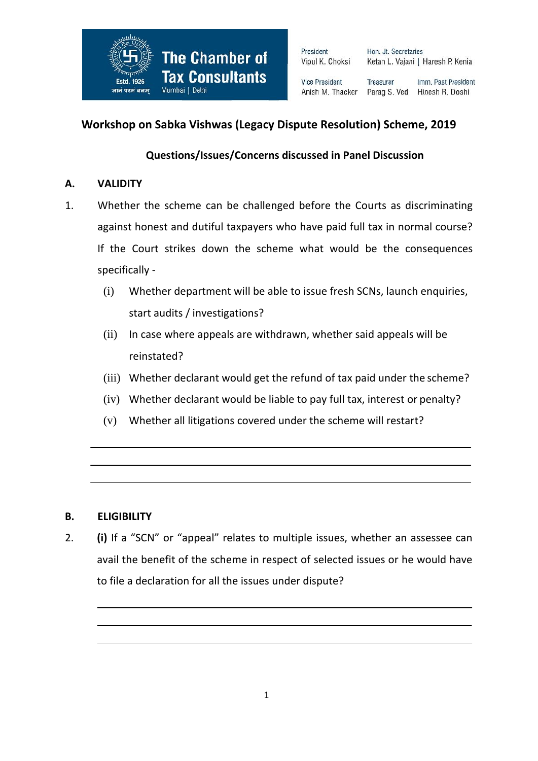The Chamber of Tax Consultants
Mumbai | Delhi
Estd. 1926

President
Vipul K. Choksi

Hon. Jt. Secretaries
Ketan L. Vajani | Haresh P. Kenia

Vice President
Anish M. Thacker

Treasurer
Parag S. Ved

Imm. Past President
Hinesh R. Doshi

## Workshop on Sabka Vishwas (Legacy Dispute Resolution) Scheme, 2019

### Questions/Issues/Concerns discussed in Panel Discussion

**A. VALIDITY**

1. Whether the scheme can be challenged before the Courts as discriminating against honest and dutiful taxpayers who have paid full tax in normal course? If the Court strikes down the scheme what would be the consequences specifically -

   (i) Whether department will be able to issue fresh SCNs, launch enquiries, start audits / investigations?

   (ii) In case where appeals are withdrawn, whether said appeals will be reinstated?

   (iii) Whether declarant would get the refund of tax paid under the scheme?

   (iv) Whether declarant would be liable to pay full tax, interest or penalty?

   (v) Whether all litigations covered under the scheme will restart?

______________________________________________

______________________________________________

______________________________________________

**B. ELIGIBILITY**

2. **(i)** If a "SCN" or "appeal" relates to multiple issues, whether an assessee can avail the benefit of the scheme in respect of selected issues or he would have to file a declaration for all the issues under dispute?

______________________________________________

______________________________________________

______________________________________________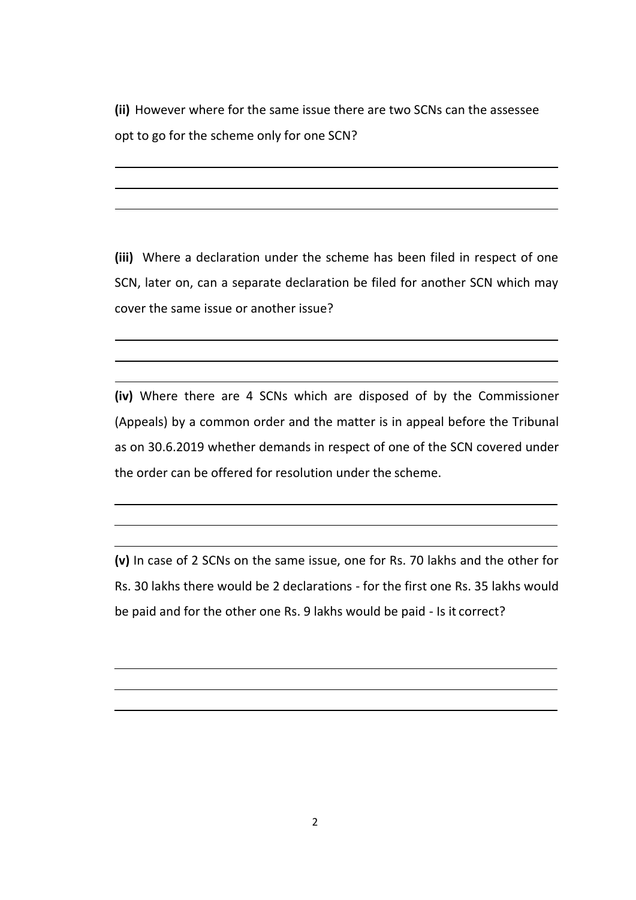**(ii)** However where for the same issue there are two SCNs can the assessee opt to go for the scheme only for one SCN?

**(iii)** Where a declaration under the scheme has been filed in respect of one SCN, later on, can a separate declaration be filed for another SCN which may cover the same issue or another issue?

**(iv)** Where there are 4 SCNs which are disposed of by the Commissioner (Appeals) by a common order and the matter is in appeal before the Tribunal as on 30.6.2019 whether demands in respect of one of the SCN covered under the order can be offered for resolution under the scheme.

**(v)** In case of 2 SCNs on the same issue, one for Rs. 70 lakhs and the other for Rs. 30 lakhs there would be 2 declarations - for the first one Rs. 35 lakhs would be paid and for the other one Rs. 9 lakhs would be paid - Is it correct?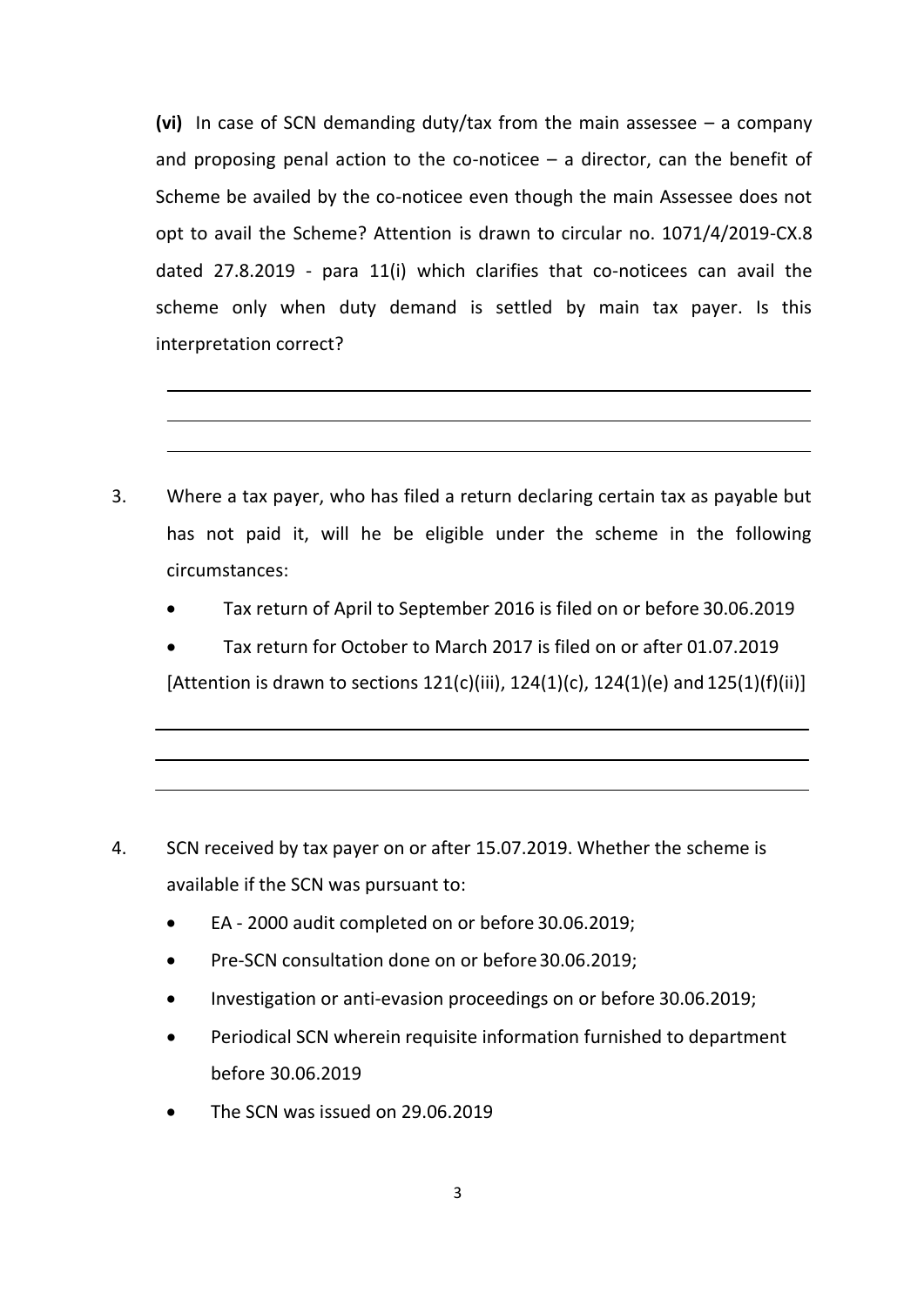**(vi)** In case of SCN demanding duty/tax from the main assessee – a company and proposing penal action to the co-noticee – a director, can the benefit of Scheme be availed by the co-noticee even though the main Assessee does not opt to avail the Scheme? Attention is drawn to circular no. 1071/4/2019-CX.8 dated 27.8.2019 - para 11(i) which clarifies that co-noticees can avail the scheme only when duty demand is settled by main tax payer. Is this interpretation correct?

3. Where a tax payer, who has filed a return declaring certain tax as payable but has not paid it, will he be eligible under the scheme in the following circumstances:

   - Tax return of April to September 2016 is filed on or before 30.06.2019
   - Tax return for October to March 2017 is filed on or after 01.07.2019

   [Attention is drawn to sections 121(c)(iii), 124(1)(c), 124(1)(e) and 125(1)(f)(ii)]

4. SCN received by tax payer on or after 15.07.2019. Whether the scheme is available if the SCN was pursuant to:

   - EA - 2000 audit completed on or before 30.06.2019;
   - Pre-SCN consultation done on or before 30.06.2019;
   - Investigation or anti-evasion proceedings on or before 30.06.2019;
   - Periodical SCN wherein requisite information furnished to department before 30.06.2019
   - The SCN was issued on 29.06.2019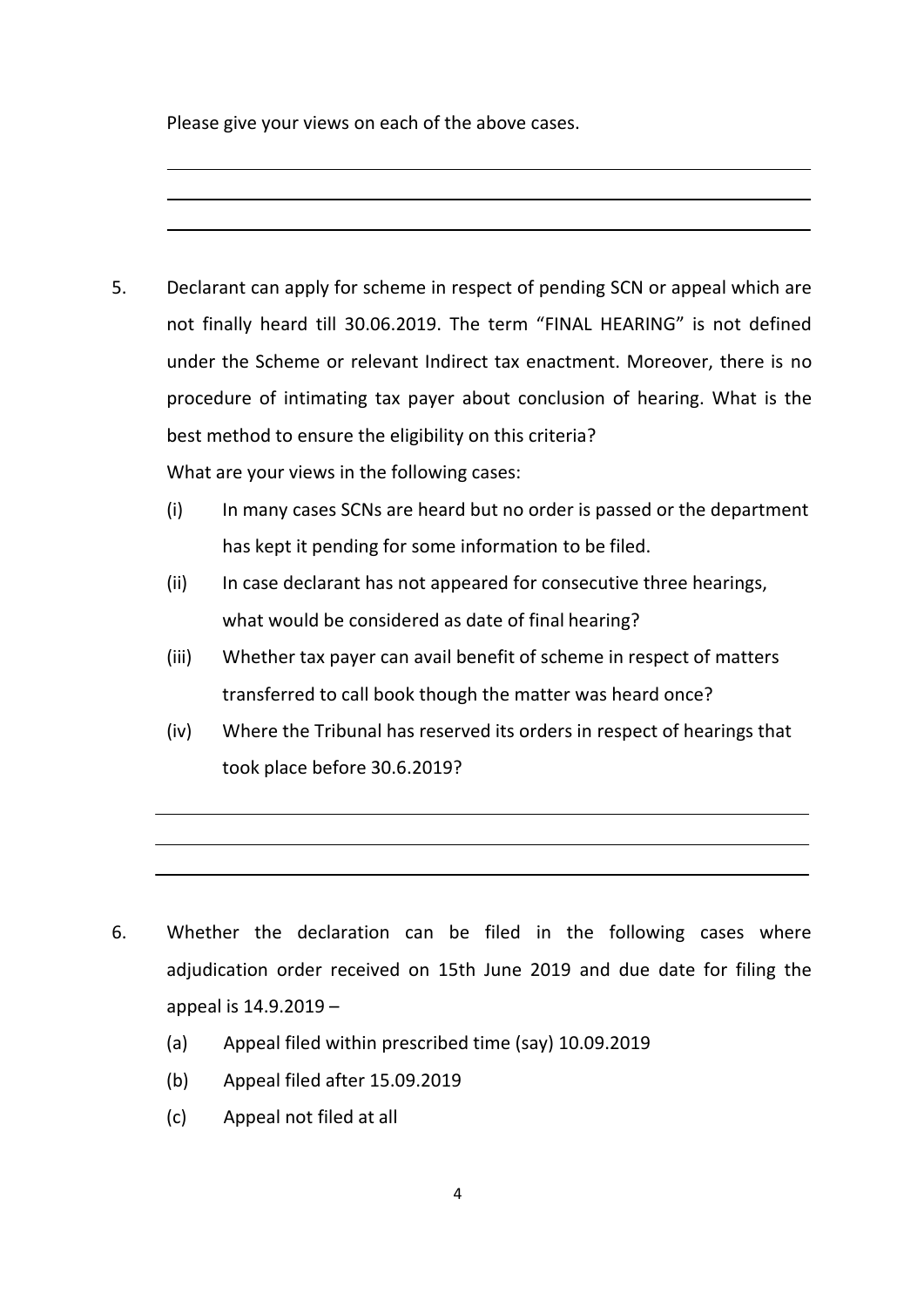Please give your views on each of the above cases.

5. Declarant can apply for scheme in respect of pending SCN or appeal which are not finally heard till 30.06.2019. The term "FINAL HEARING" is not defined under the Scheme or relevant Indirect tax enactment. Moreover, there is no procedure of intimating tax payer about conclusion of hearing. What is the best method to ensure the eligibility on this criteria?

   What are your views in the following cases:

   (i) In many cases SCNs are heard but no order is passed or the department has kept it pending for some information to be filed.

   (ii) In case declarant has not appeared for consecutive three hearings, what would be considered as date of final hearing?

   (iii) Whether tax payer can avail benefit of scheme in respect of matters transferred to call book though the matter was heard once?

   (iv) Where the Tribunal has reserved its orders in respect of hearings that took place before 30.6.2019?

6. Whether the declaration can be filed in the following cases where adjudication order received on 15th June 2019 and due date for filing the appeal is 14.9.2019 –

   (a) Appeal filed within prescribed time (say) 10.09.2019

   (b) Appeal filed after 15.09.2019

   (c) Appeal not filed at all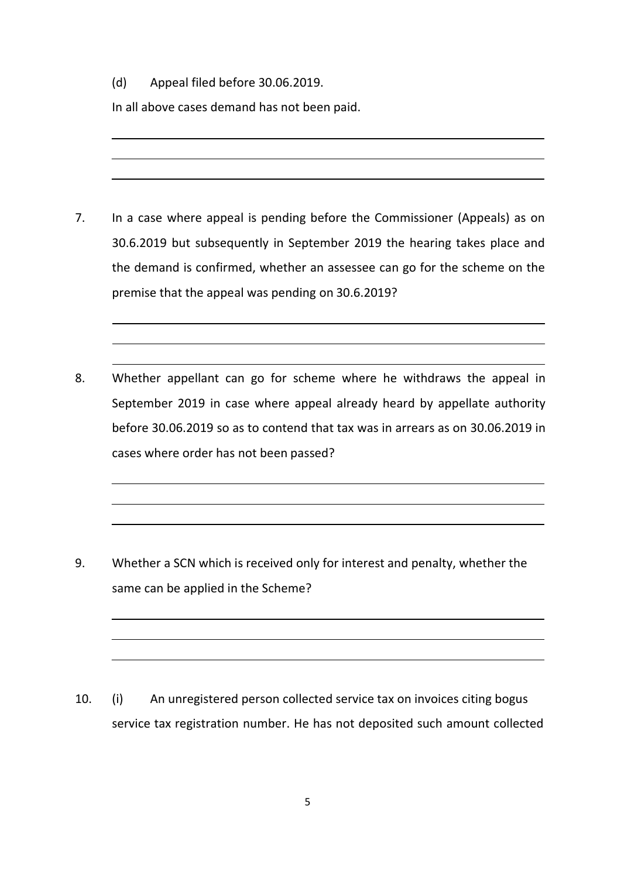(d) Appeal filed before 30.06.2019.

In all above cases demand has not been paid.

7. In a case where appeal is pending before the Commissioner (Appeals) as on 30.6.2019 but subsequently in September 2019 the hearing takes place and the demand is confirmed, whether an assessee can go for the scheme on the premise that the appeal was pending on 30.6.2019?

8. Whether appellant can go for scheme where he withdraws the appeal in September 2019 in case where appeal already heard by appellate authority before 30.06.2019 so as to contend that tax was in arrears as on 30.06.2019 in cases where order has not been passed?

9. Whether a SCN which is received only for interest and penalty, whether the same can be applied in the Scheme?

10. (i) An unregistered person collected service tax on invoices citing bogus service tax registration number. He has not deposited such amount collected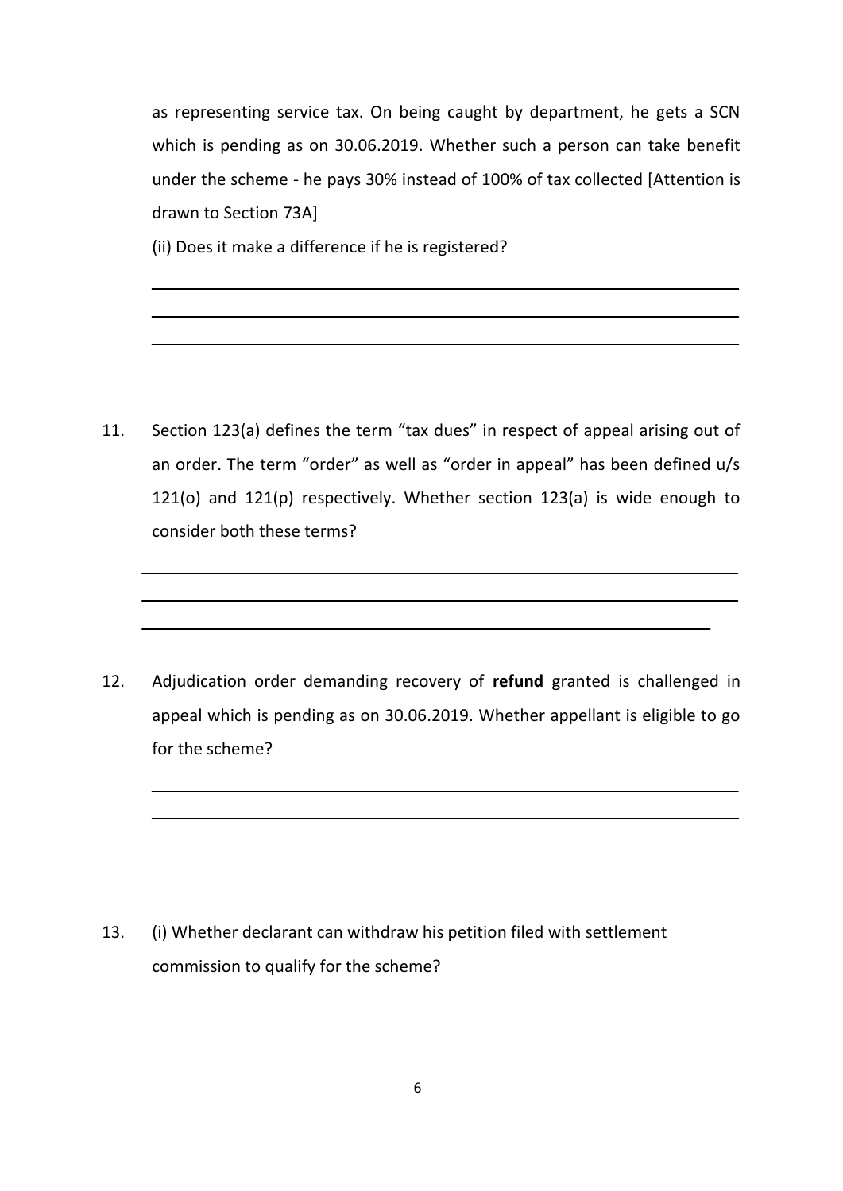as representing service tax. On being caught by department, he gets a SCN which is pending as on 30.06.2019. Whether such a person can take benefit under the scheme - he pays 30% instead of 100% of tax collected [Attention is drawn to Section 73A]

(ii) Does it make a difference if he is registered?

11. Section 123(a) defines the term "tax dues" in respect of appeal arising out of an order. The term "order" as well as "order in appeal" has been defined u/s 121(o) and 121(p) respectively. Whether section 123(a) is wide enough to consider both these terms?

12. Adjudication order demanding recovery of **refund** granted is challenged in appeal which is pending as on 30.06.2019. Whether appellant is eligible to go for the scheme?

13. (i) Whether declarant can withdraw his petition filed with settlement commission to qualify for the scheme?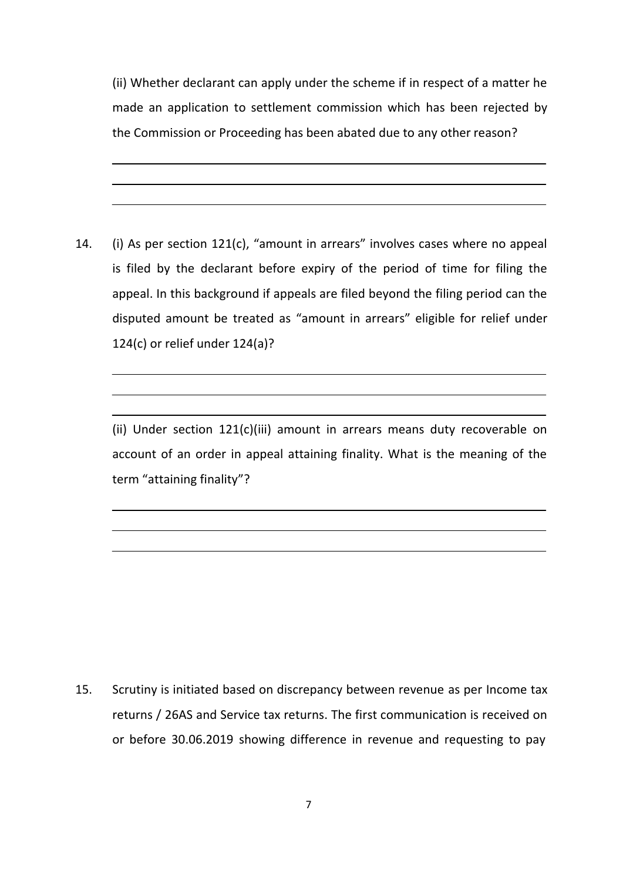(ii) Whether declarant can apply under the scheme if in respect of a matter he made an application to settlement commission which has been rejected by the Commission or Proceeding has been abated due to any other reason?

14. (i) As per section 121(c), "amount in arrears" involves cases where no appeal is filed by the declarant before expiry of the period of time for filing the appeal. In this background if appeals are filed beyond the filing period can the disputed amount be treated as "amount in arrears" eligible for relief under 124(c) or relief under 124(a)?

(ii) Under section 121(c)(iii) amount in arrears means duty recoverable on account of an order in appeal attaining finality. What is the meaning of the term "attaining finality"?

15. Scrutiny is initiated based on discrepancy between revenue as per Income tax returns / 26AS and Service tax returns. The first communication is received on or before 30.06.2019 showing difference in revenue and requesting to pay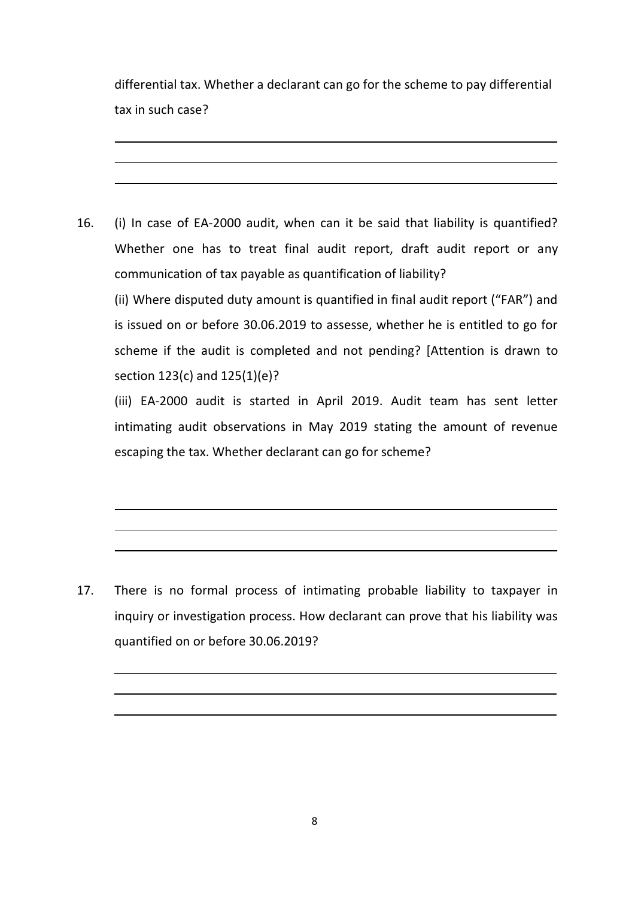differential tax. Whether a declarant can go for the scheme to pay differential tax in such case?

16. (i) In case of EA-2000 audit, when can it be said that liability is quantified? Whether one has to treat final audit report, draft audit report or any communication of tax payable as quantification of liability?

    (ii) Where disputed duty amount is quantified in final audit report ("FAR") and is issued on or before 30.06.2019 to assesse, whether he is entitled to go for scheme if the audit is completed and not pending? [Attention is drawn to section 123(c) and 125(1)(e)?

    (iii) EA-2000 audit is started in April 2019. Audit team has sent letter intimating audit observations in May 2019 stating the amount of revenue escaping the tax. Whether declarant can go for scheme?

17. There is no formal process of intimating probable liability to taxpayer in inquiry or investigation process. How declarant can prove that his liability was quantified on or before 30.06.2019?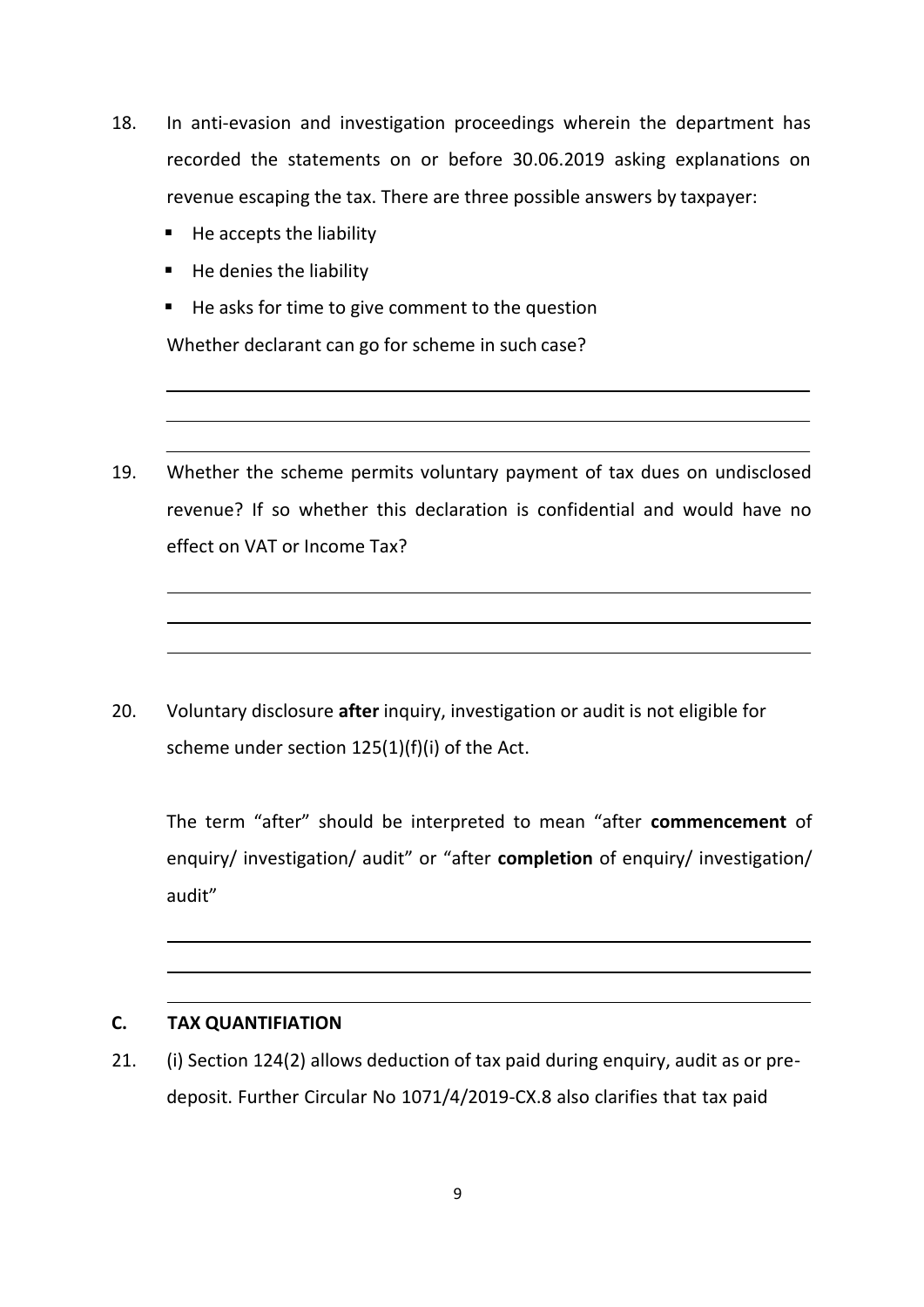18. In anti-evasion and investigation proceedings wherein the department has recorded the statements on or before 30.06.2019 asking explanations on revenue escaping the tax. There are three possible answers by taxpayer:

    - He accepts the liability
    - He denies the liability
    - He asks for time to give comment to the question

    Whether declarant can go for scheme in such case?

19. Whether the scheme permits voluntary payment of tax dues on undisclosed revenue? If so whether this declaration is confidential and would have no effect on VAT or Income Tax?

20. Voluntary disclosure **after** inquiry, investigation or audit is not eligible for scheme under section 125(1)(f)(i) of the Act.

    The term "after" should be interpreted to mean "after **commencement** of enquiry/ investigation/ audit" or "after **completion** of enquiry/ investigation/ audit"

## C. TAX QUANTIFIATION

21. (i) Section 124(2) allows deduction of tax paid during enquiry, audit as or pre-deposit. Further Circular No 1071/4/2019-CX.8 also clarifies that tax paid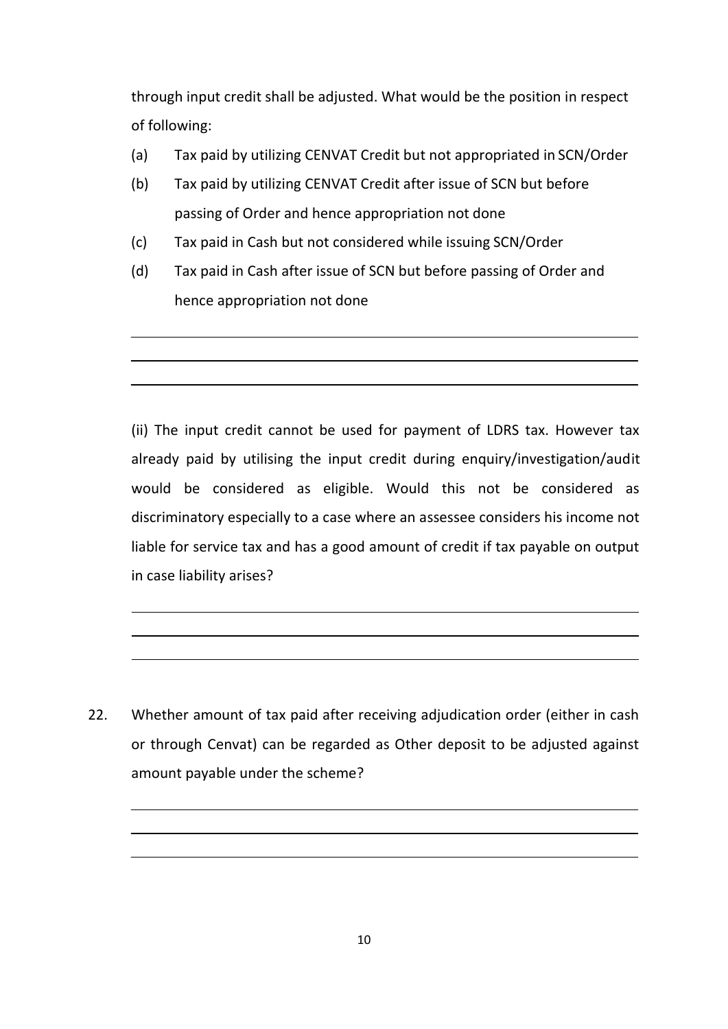through input credit shall be adjusted. What would be the position in respect of following:

(a) Tax paid by utilizing CENVAT Credit but not appropriated in SCN/Order

(b) Tax paid by utilizing CENVAT Credit after issue of SCN but before passing of Order and hence appropriation not done

(c) Tax paid in Cash but not considered while issuing SCN/Order

(d) Tax paid in Cash after issue of SCN but before passing of Order and hence appropriation not done

(ii) The input credit cannot be used for payment of LDRS tax. However tax already paid by utilising the input credit during enquiry/investigation/audit would be considered as eligible. Would this not be considered as discriminatory especially to a case where an assessee considers his income not liable for service tax and has a good amount of credit if tax payable on output in case liability arises?

22. Whether amount of tax paid after receiving adjudication order (either in cash or through Cenvat) can be regarded as Other deposit to be adjusted against amount payable under the scheme?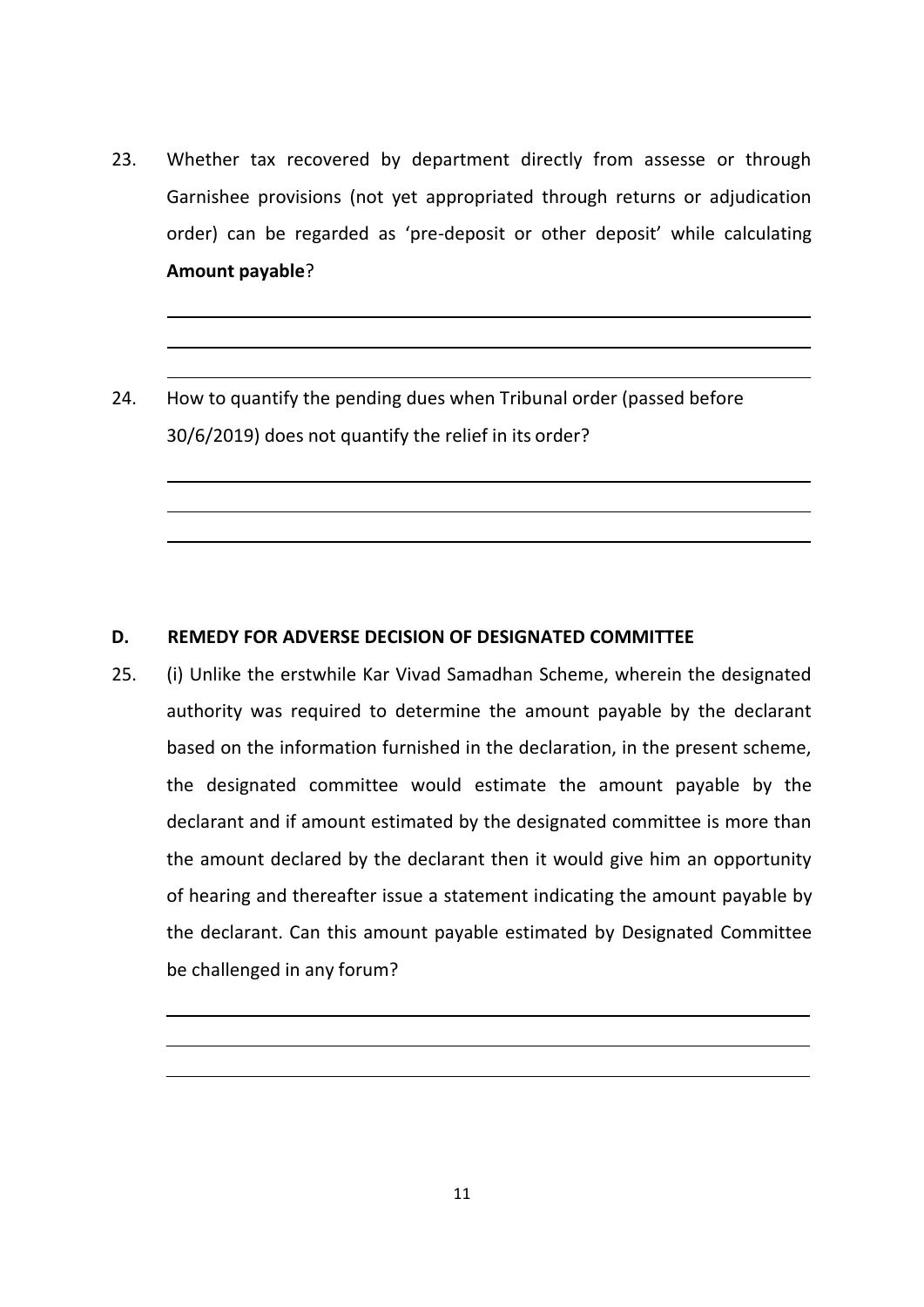23. Whether tax recovered by department directly from assesse or through Garnishee provisions (not yet appropriated through returns or adjudication order) can be regarded as 'pre-deposit or other deposit' while calculating **Amount payable**?

24. How to quantify the pending dues when Tribunal order (passed before 30/6/2019) does not quantify the relief in its order?

## D. REMEDY FOR ADVERSE DECISION OF DESIGNATED COMMITTEE

25. (i) Unlike the erstwhile Kar Vivad Samadhan Scheme, wherein the designated authority was required to determine the amount payable by the declarant based on the information furnished in the declaration, in the present scheme, the designated committee would estimate the amount payable by the declarant and if amount estimated by the designated committee is more than the amount declared by the declarant then it would give him an opportunity of hearing and thereafter issue a statement indicating the amount payable by the declarant. Can this amount payable estimated by Designated Committee be challenged in any forum?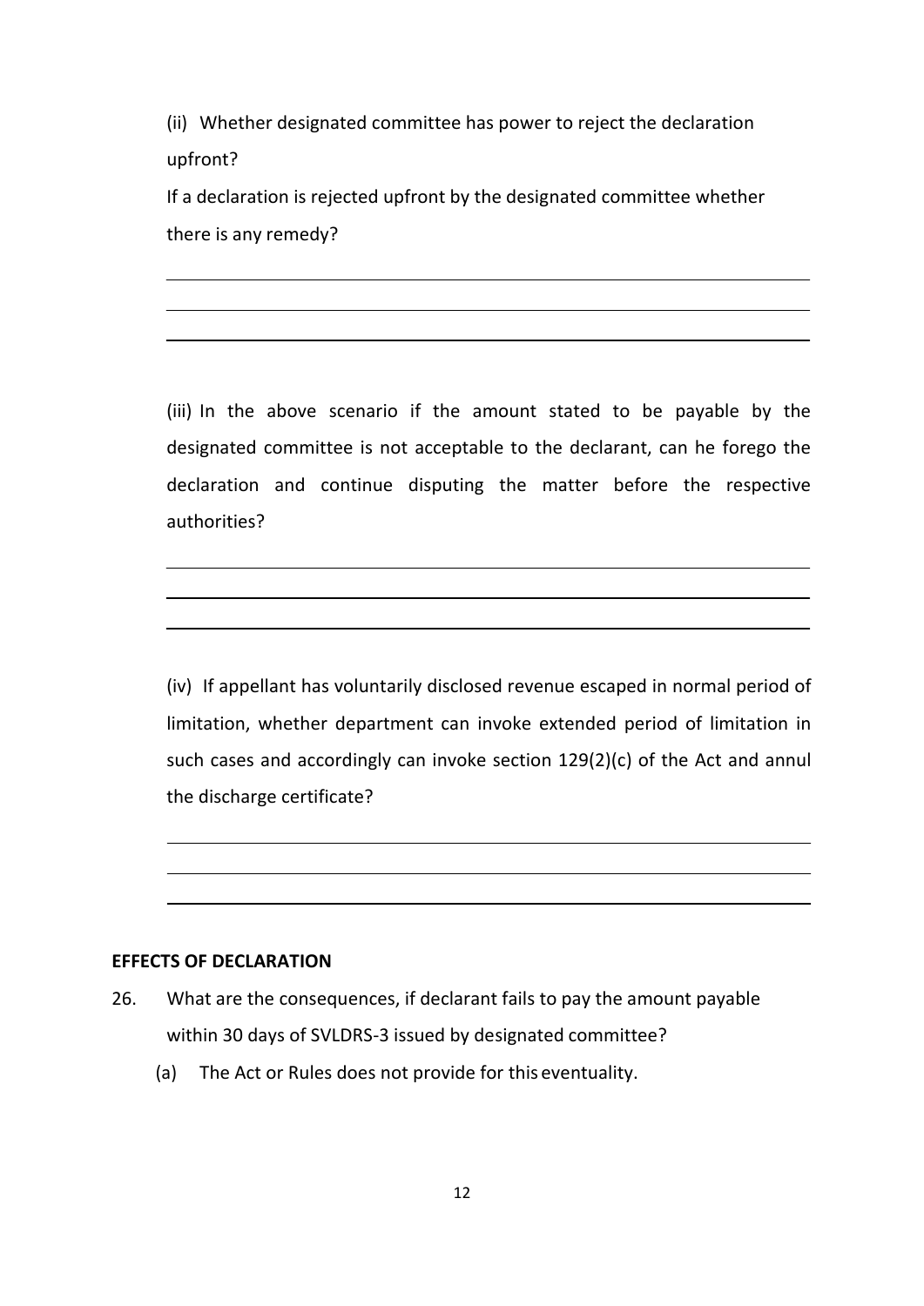(ii) Whether designated committee has power to reject the declaration upfront?

If a declaration is rejected upfront by the designated committee whether there is any remedy?

(iii) In the above scenario if the amount stated to be payable by the designated committee is not acceptable to the declarant, can he forego the declaration and continue disputing the matter before the respective authorities?

(iv) If appellant has voluntarily disclosed revenue escaped in normal period of limitation, whether department can invoke extended period of limitation in such cases and accordingly can invoke section 129(2)(c) of the Act and annul the discharge certificate?

**EFFECTS OF DECLARATION**

26. What are the consequences, if declarant fails to pay the amount payable within 30 days of SVLDRS-3 issued by designated committee?

    (a) The Act or Rules does not provide for this eventuality.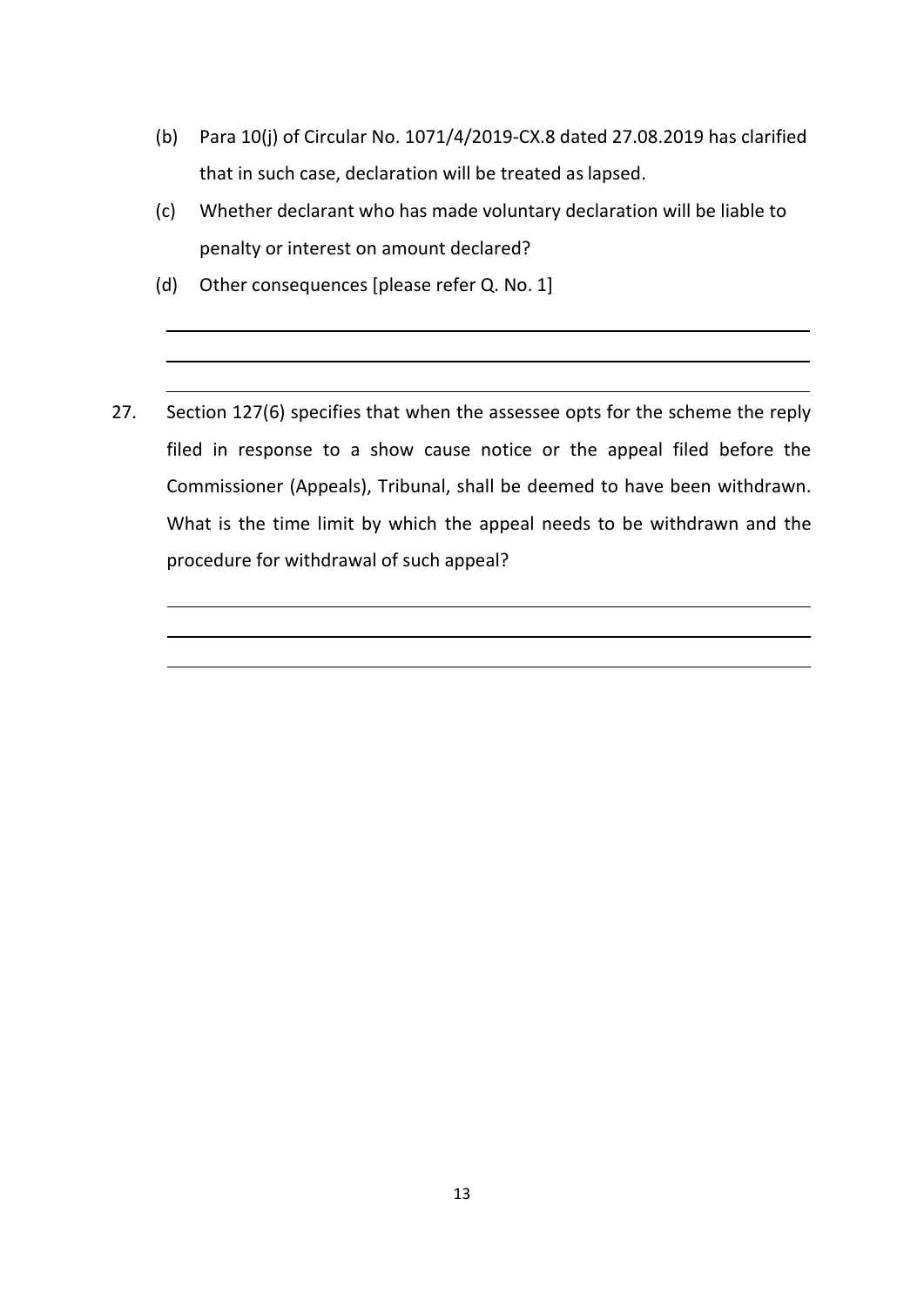(b) Para 10(j) of Circular No. 1071/4/2019-CX.8 dated 27.08.2019 has clarified that in such case, declaration will be treated as lapsed.

(c) Whether declarant who has made voluntary declaration will be liable to penalty or interest on amount declared?

(d) Other consequences [please refer Q. No. 1]

---

27. Section 127(6) specifies that when the assessee opts for the scheme the reply filed in response to a show cause notice or the appeal filed before the Commissioner (Appeals), Tribunal, shall be deemed to have been withdrawn. What is the time limit by which the appeal needs to be withdrawn and the procedure for withdrawal of such appeal?

---